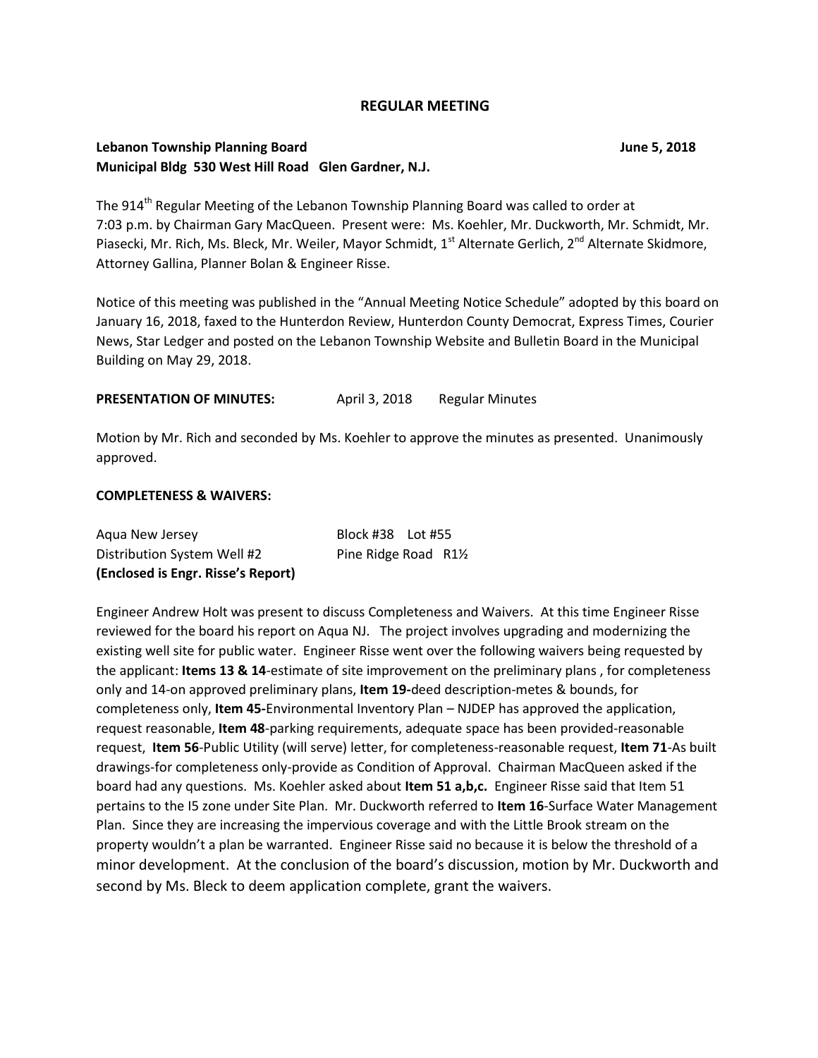# REGULAR MEETING

**Lebanon Township Planning Board** **June 5, 2018**
**Municipal Bldg 530 West Hill Road Glen Gardner, N.J.**

The 914th Regular Meeting of the Lebanon Township Planning Board was called to order at 7:03 p.m. by Chairman Gary MacQueen. Present were: Ms. Koehler, Mr. Duckworth, Mr. Schmidt, Mr. Piasecki, Mr. Rich, Ms. Bleck, Mr. Weiler, Mayor Schmidt, 1st Alternate Gerlich, 2nd Alternate Skidmore, Attorney Gallina, Planner Bolan & Engineer Risse.

Notice of this meeting was published in the "Annual Meeting Notice Schedule" adopted by this board on January 16, 2018, faxed to the Hunterdon Review, Hunterdon County Democrat, Express Times, Courier News, Star Ledger and posted on the Lebanon Township Website and Bulletin Board in the Municipal Building on May 29, 2018.

**PRESENTATION OF MINUTES:** April 3, 2018 Regular Minutes

Motion by Mr. Rich and seconded by Ms. Koehler to approve the minutes as presented. Unanimously approved.

**COMPLETENESS & WAIVERS:**

Aqua New Jersey Block #38 Lot #55
Distribution System Well #2 Pine Ridge Road R1½
**(Enclosed is Engr. Risse's Report)**

Engineer Andrew Holt was present to discuss Completeness and Waivers. At this time Engineer Risse reviewed for the board his report on Aqua NJ. The project involves upgrading and modernizing the existing well site for public water. Engineer Risse went over the following waivers being requested by the applicant: **Items 13 & 14**-estimate of site improvement on the preliminary plans , for completeness only and 14-on approved preliminary plans, **Item 19-**deed description-metes & bounds, for completeness only, **Item 45-**Environmental Inventory Plan – NJDEP has approved the application, request reasonable, **Item 48**-parking requirements, adequate space has been provided-reasonable request, **Item 56**-Public Utility (will serve) letter, for completeness-reasonable request, **Item 71**-As built drawings-for completeness only-provide as Condition of Approval. Chairman MacQueen asked if the board had any questions. Ms. Koehler asked about **Item 51 a,b,c.** Engineer Risse said that Item 51 pertains to the I5 zone under Site Plan. Mr. Duckworth referred to **Item 16**-Surface Water Management Plan. Since they are increasing the impervious coverage and with the Little Brook stream on the property wouldn't a plan be warranted. Engineer Risse said no because it is below the threshold of a minor development. At the conclusion of the board's discussion, motion by Mr. Duckworth and second by Ms. Bleck to deem application complete, grant the waivers.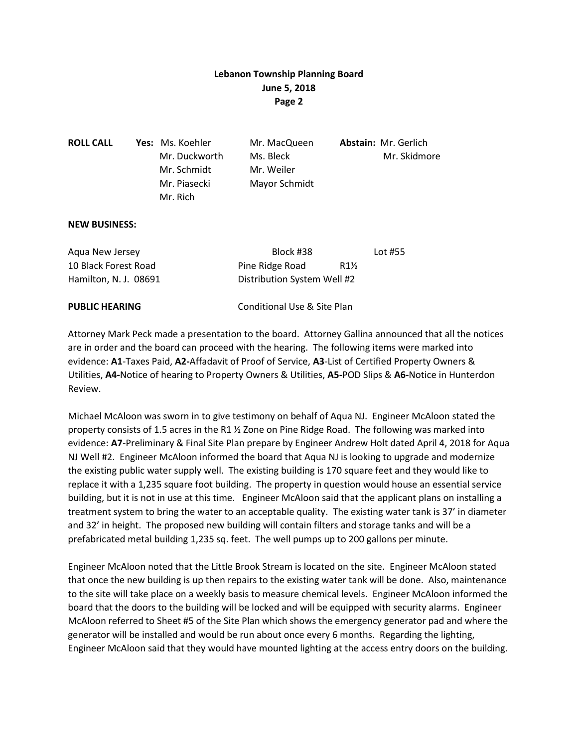**ROLL CALL**

| | | | |
|---|---|---|---|
| **Yes:** | Ms. Koehler | Mr. MacQueen | **Abstain:** Mr. Gerlich |
| | Mr. Duckworth | Ms. Bleck | Mr. Skidmore |
| | Mr. Schmidt | Mr. Weiler | |
| | Mr. Piasecki | Mayor Schmidt | |
| | Mr. Rich | | |

**NEW BUSINESS:**

| | | | |
|---|---|---|---|
| Aqua New Jersey | Block #38 | | Lot #55 |
| 10 Black Forest Road | Pine Ridge Road | R1½ | |
| Hamilton, N. J. 08691 | Distribution System Well #2 | | |

**PUBLIC HEARING** Conditional Use & Site Plan

Attorney Mark Peck made a presentation to the board. Attorney Gallina announced that all the notices are in order and the board can proceed with the hearing. The following items were marked into evidence: **A1**-Taxes Paid, **A2-**Affadavit of Proof of Service, **A3**-List of Certified Property Owners & Utilities, **A4-**Notice of hearing to Property Owners & Utilities, **A5-**POD Slips & **A6-**Notice in Hunterdon Review.

Michael McAloon was sworn in to give testimony on behalf of Aqua NJ. Engineer McAloon stated the property consists of 1.5 acres in the R1 ½ Zone on Pine Ridge Road. The following was marked into evidence: **A7**-Preliminary & Final Site Plan prepare by Engineer Andrew Holt dated April 4, 2018 for Aqua NJ Well #2. Engineer McAloon informed the board that Aqua NJ is looking to upgrade and modernize the existing public water supply well. The existing building is 170 square feet and they would like to replace it with a 1,235 square foot building. The property in question would house an essential service building, but it is not in use at this time. Engineer McAloon said that the applicant plans on installing a treatment system to bring the water to an acceptable quality. The existing water tank is 37' in diameter and 32' in height. The proposed new building will contain filters and storage tanks and will be a prefabricated metal building 1,235 sq. feet. The well pumps up to 200 gallons per minute.

Engineer McAloon noted that the Little Brook Stream is located on the site. Engineer McAloon stated that once the new building is up then repairs to the existing water tank will be done. Also, maintenance to the site will take place on a weekly basis to measure chemical levels. Engineer McAloon informed the board that the doors to the building will be locked and will be equipped with security alarms. Engineer McAloon referred to Sheet #5 of the Site Plan which shows the emergency generator pad and where the generator will be installed and would be run about once every 6 months. Regarding the lighting, Engineer McAloon said that they would have mounted lighting at the access entry doors on the building.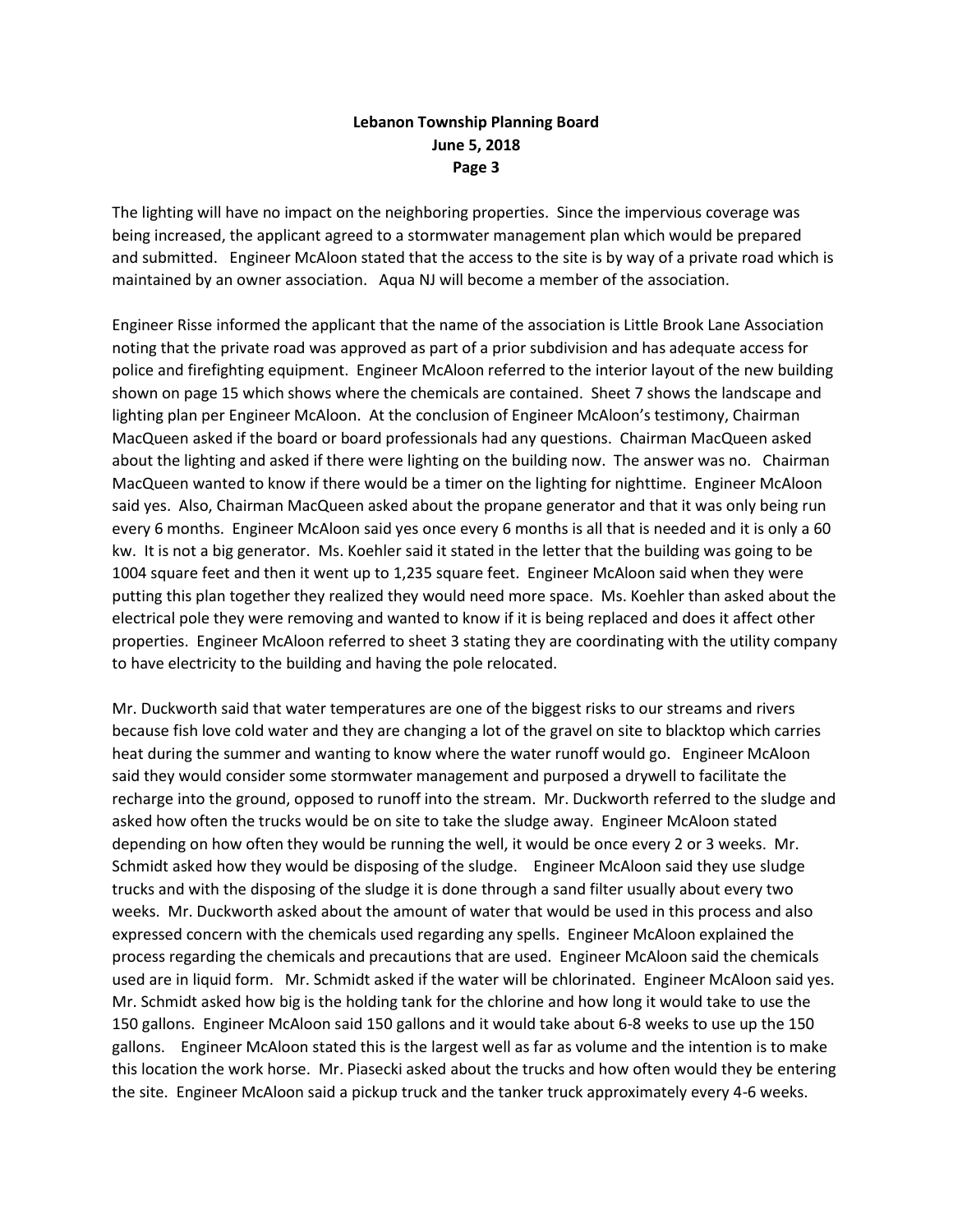The lighting will have no impact on the neighboring properties. Since the impervious coverage was being increased, the applicant agreed to a stormwater management plan which would be prepared and submitted. Engineer McAloon stated that the access to the site is by way of a private road which is maintained by an owner association. Aqua NJ will become a member of the association.

Engineer Risse informed the applicant that the name of the association is Little Brook Lane Association noting that the private road was approved as part of a prior subdivision and has adequate access for police and firefighting equipment. Engineer McAloon referred to the interior layout of the new building shown on page 15 which shows where the chemicals are contained. Sheet 7 shows the landscape and lighting plan per Engineer McAloon. At the conclusion of Engineer McAloon's testimony, Chairman MacQueen asked if the board or board professionals had any questions. Chairman MacQueen asked about the lighting and asked if there were lighting on the building now. The answer was no. Chairman MacQueen wanted to know if there would be a timer on the lighting for nighttime. Engineer McAloon said yes. Also, Chairman MacQueen asked about the propane generator and that it was only being run every 6 months. Engineer McAloon said yes once every 6 months is all that is needed and it is only a 60 kw. It is not a big generator. Ms. Koehler said it stated in the letter that the building was going to be 1004 square feet and then it went up to 1,235 square feet. Engineer McAloon said when they were putting this plan together they realized they would need more space. Ms. Koehler than asked about the electrical pole they were removing and wanted to know if it is being replaced and does it affect other properties. Engineer McAloon referred to sheet 3 stating they are coordinating with the utility company to have electricity to the building and having the pole relocated.

Mr. Duckworth said that water temperatures are one of the biggest risks to our streams and rivers because fish love cold water and they are changing a lot of the gravel on site to blacktop which carries heat during the summer and wanting to know where the water runoff would go. Engineer McAloon said they would consider some stormwater management and purposed a drywell to facilitate the recharge into the ground, opposed to runoff into the stream. Mr. Duckworth referred to the sludge and asked how often the trucks would be on site to take the sludge away. Engineer McAloon stated depending on how often they would be running the well, it would be once every 2 or 3 weeks. Mr. Schmidt asked how they would be disposing of the sludge. Engineer McAloon said they use sludge trucks and with the disposing of the sludge it is done through a sand filter usually about every two weeks. Mr. Duckworth asked about the amount of water that would be used in this process and also expressed concern with the chemicals used regarding any spells. Engineer McAloon explained the process regarding the chemicals and precautions that are used. Engineer McAloon said the chemicals used are in liquid form. Mr. Schmidt asked if the water will be chlorinated. Engineer McAloon said yes. Mr. Schmidt asked how big is the holding tank for the chlorine and how long it would take to use the 150 gallons. Engineer McAloon said 150 gallons and it would take about 6-8 weeks to use up the 150 gallons. Engineer McAloon stated this is the largest well as far as volume and the intention is to make this location the work horse. Mr. Piasecki asked about the trucks and how often would they be entering the site. Engineer McAloon said a pickup truck and the tanker truck approximately every 4-6 weeks.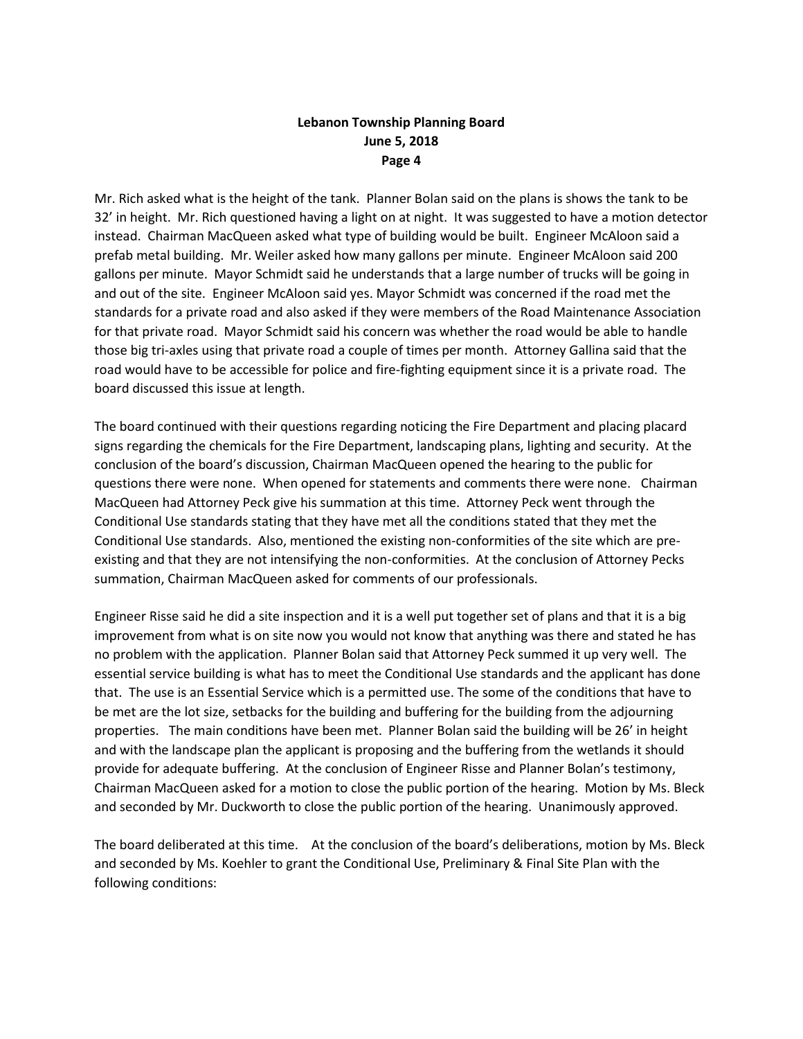Mr. Rich asked what is the height of the tank. Planner Bolan said on the plans is shows the tank to be 32' in height. Mr. Rich questioned having a light on at night. It was suggested to have a motion detector instead. Chairman MacQueen asked what type of building would be built. Engineer McAloon said a prefab metal building. Mr. Weiler asked how many gallons per minute. Engineer McAloon said 200 gallons per minute. Mayor Schmidt said he understands that a large number of trucks will be going in and out of the site. Engineer McAloon said yes. Mayor Schmidt was concerned if the road met the standards for a private road and also asked if they were members of the Road Maintenance Association for that private road. Mayor Schmidt said his concern was whether the road would be able to handle those big tri-axles using that private road a couple of times per month. Attorney Gallina said that the road would have to be accessible for police and fire-fighting equipment since it is a private road. The board discussed this issue at length.

The board continued with their questions regarding noticing the Fire Department and placing placard signs regarding the chemicals for the Fire Department, landscaping plans, lighting and security. At the conclusion of the board's discussion, Chairman MacQueen opened the hearing to the public for questions there were none. When opened for statements and comments there were none. Chairman MacQueen had Attorney Peck give his summation at this time. Attorney Peck went through the Conditional Use standards stating that they have met all the conditions stated that they met the Conditional Use standards. Also, mentioned the existing non-conformities of the site which are pre-existing and that they are not intensifying the non-conformities. At the conclusion of Attorney Pecks summation, Chairman MacQueen asked for comments of our professionals.

Engineer Risse said he did a site inspection and it is a well put together set of plans and that it is a big improvement from what is on site now you would not know that anything was there and stated he has no problem with the application. Planner Bolan said that Attorney Peck summed it up very well. The essential service building is what has to meet the Conditional Use standards and the applicant has done that. The use is an Essential Service which is a permitted use. The some of the conditions that have to be met are the lot size, setbacks for the building and buffering for the building from the adjourning properties. The main conditions have been met. Planner Bolan said the building will be 26' in height and with the landscape plan the applicant is proposing and the buffering from the wetlands it should provide for adequate buffering. At the conclusion of Engineer Risse and Planner Bolan's testimony, Chairman MacQueen asked for a motion to close the public portion of the hearing. Motion by Ms. Bleck and seconded by Mr. Duckworth to close the public portion of the hearing. Unanimously approved.

The board deliberated at this time. At the conclusion of the board's deliberations, motion by Ms. Bleck and seconded by Ms. Koehler to grant the Conditional Use, Preliminary & Final Site Plan with the following conditions: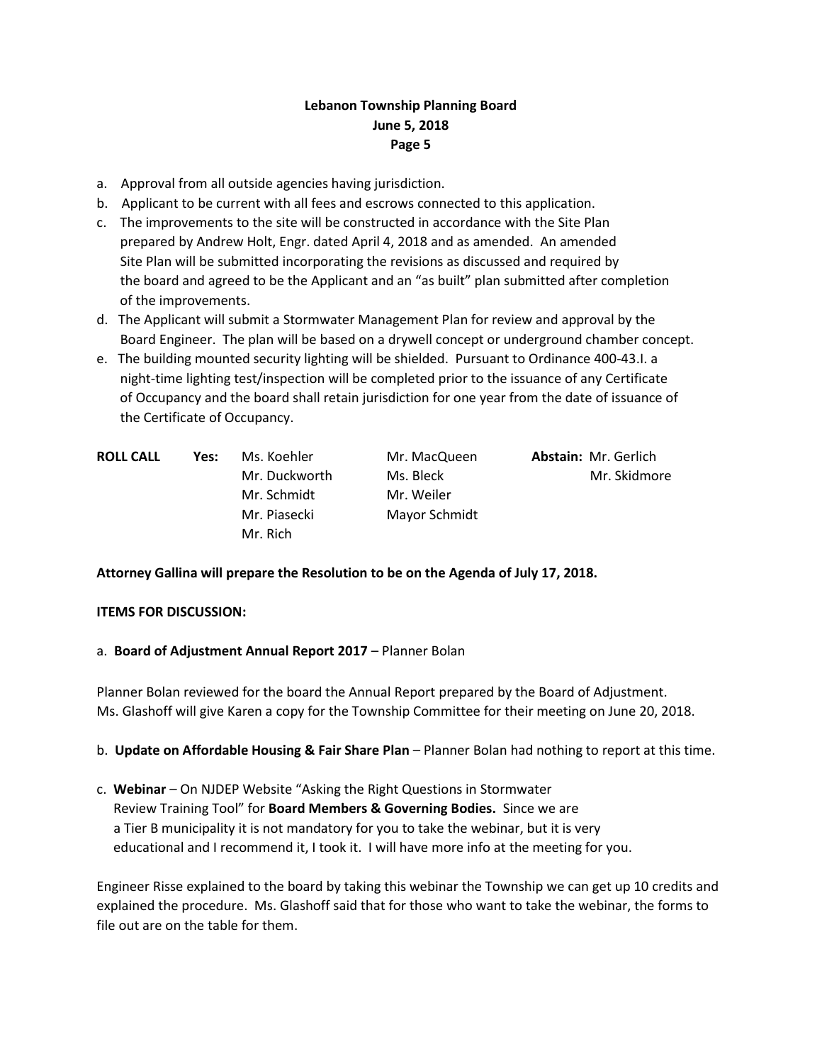a. Approval from all outside agencies having jurisdiction.
b. Applicant to be current with all fees and escrows connected to this application.
c. The improvements to the site will be constructed in accordance with the Site Plan prepared by Andrew Holt, Engr. dated April 4, 2018 and as amended. An amended Site Plan will be submitted incorporating the revisions as discussed and required by the board and agreed to be the Applicant and an "as built" plan submitted after completion of the improvements.
d. The Applicant will submit a Stormwater Management Plan for review and approval by the Board Engineer. The plan will be based on a drywell concept or underground chamber concept.
e. The building mounted security lighting will be shielded. Pursuant to Ordinance 400-43.I. a night-time lighting test/inspection will be completed prior to the issuance of any Certificate of Occupancy and the board shall retain jurisdiction for one year from the date of issuance of the Certificate of Occupancy.

| **ROLL CALL** | **Yes:** | | | **Abstain:** |
|---|---|---|---|---|
| | | Ms. Koehler | Mr. MacQueen | Mr. Gerlich |
| | | Mr. Duckworth | Ms. Bleck | Mr. Skidmore |
| | | Mr. Schmidt | Mr. Weiler | |
| | | Mr. Piasecki | Mayor Schmidt | |
| | | Mr. Rich | | |

**Attorney Gallina will prepare the Resolution to be on the Agenda of July 17, 2018.**

**ITEMS FOR DISCUSSION:**

a. **Board of Adjustment Annual Report 2017** – Planner Bolan

Planner Bolan reviewed for the board the Annual Report prepared by the Board of Adjustment. Ms. Glashoff will give Karen a copy for the Township Committee for their meeting on June 20, 2018.

b. **Update on Affordable Housing & Fair Share Plan** – Planner Bolan had nothing to report at this time.

c. **Webinar** – On NJDEP Website "Asking the Right Questions in Stormwater Review Training Tool" for **Board Members & Governing Bodies.** Since we are a Tier B municipality it is not mandatory for you to take the webinar, but it is very educational and I recommend it, I took it. I will have more info at the meeting for you.

Engineer Risse explained to the board by taking this webinar the Township we can get up 10 credits and explained the procedure. Ms. Glashoff said that for those who want to take the webinar, the forms to file out are on the table for them.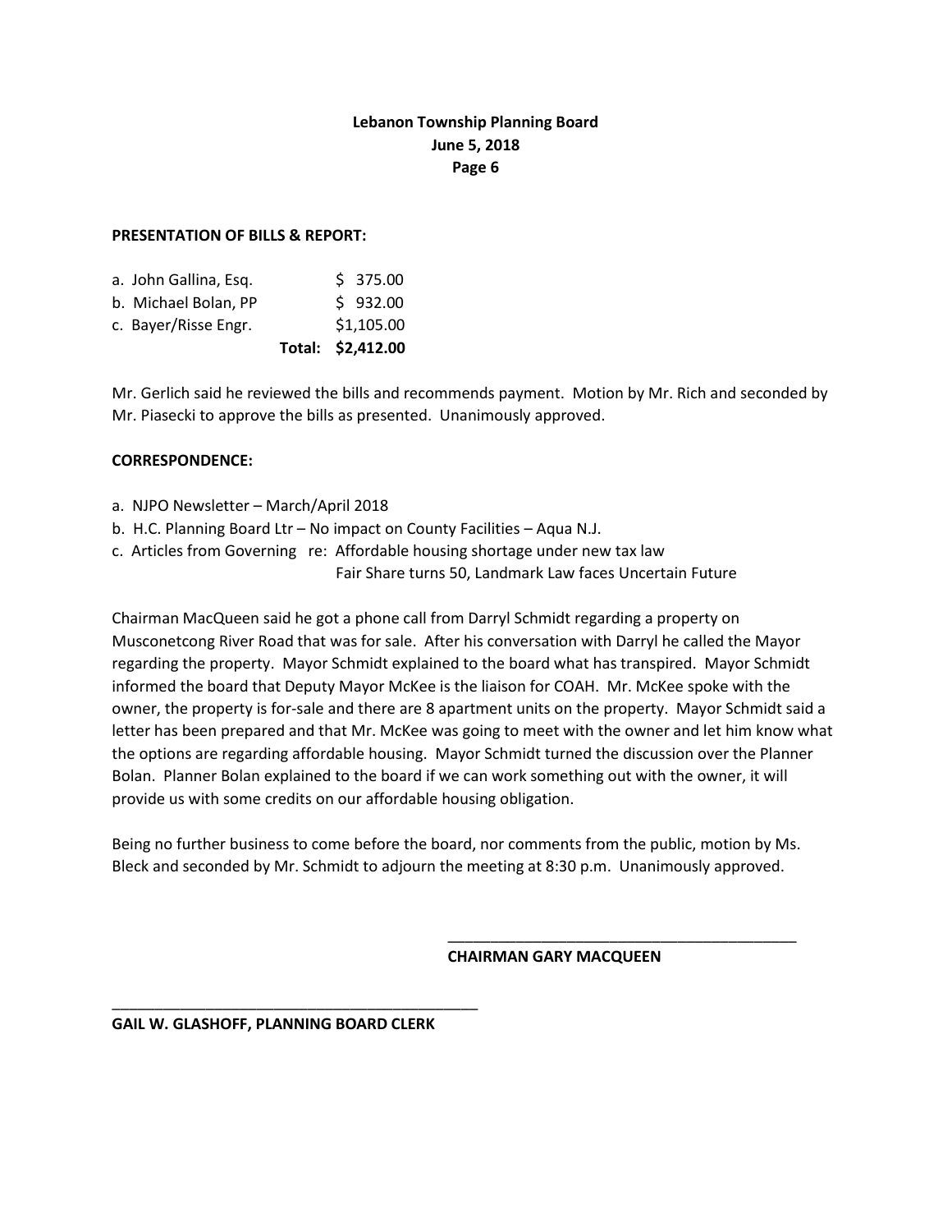**PRESENTATION OF BILLS & REPORT:**

| | |
|---|---|
| a. John Gallina, Esq. | $ 375.00 |
| b. Michael Bolan, PP | $ 932.00 |
| c. Bayer/Risse Engr. | $1,105.00 |
| **Total:** | **$2,412.00** |

Mr. Gerlich said he reviewed the bills and recommends payment. Motion by Mr. Rich and seconded by Mr. Piasecki to approve the bills as presented. Unanimously approved.

**CORRESPONDENCE:**

a. NJPO Newsletter – March/April 2018
b. H.C. Planning Board Ltr – No impact on County Facilities – Aqua N.J.
c. Articles from Governing re: Affordable housing shortage under new tax law
   Fair Share turns 50, Landmark Law faces Uncertain Future

Chairman MacQueen said he got a phone call from Darryl Schmidt regarding a property on Musconetcong River Road that was for sale. After his conversation with Darryl he called the Mayor regarding the property. Mayor Schmidt explained to the board what has transpired. Mayor Schmidt informed the board that Deputy Mayor McKee is the liaison for COAH. Mr. McKee spoke with the owner, the property is for-sale and there are 8 apartment units on the property. Mayor Schmidt said a letter has been prepared and that Mr. McKee was going to meet with the owner and let him know what the options are regarding affordable housing. Mayor Schmidt turned the discussion over the Planner Bolan. Planner Bolan explained to the board if we can work something out with the owner, it will provide us with some credits on our affordable housing obligation.

Being no further business to come before the board, nor comments from the public, motion by Ms. Bleck and seconded by Mr. Schmidt to adjourn the meeting at 8:30 p.m. Unanimously approved.

\_\_\_\_\_\_\_\_\_\_\_\_\_\_\_\_\_\_\_\_\_\_\_\_\_\_\_\_\_\_\_\_\_\_\_\_\_\_\_\_\_\_
**CHAIRMAN GARY MACQUEEN**

\_\_\_\_\_\_\_\_\_\_\_\_\_\_\_\_\_\_\_\_\_\_\_\_\_\_\_\_\_\_\_\_\_\_\_\_\_\_\_\_\_\_
**GAIL W. GLASHOFF, PLANNING BOARD CLERK**